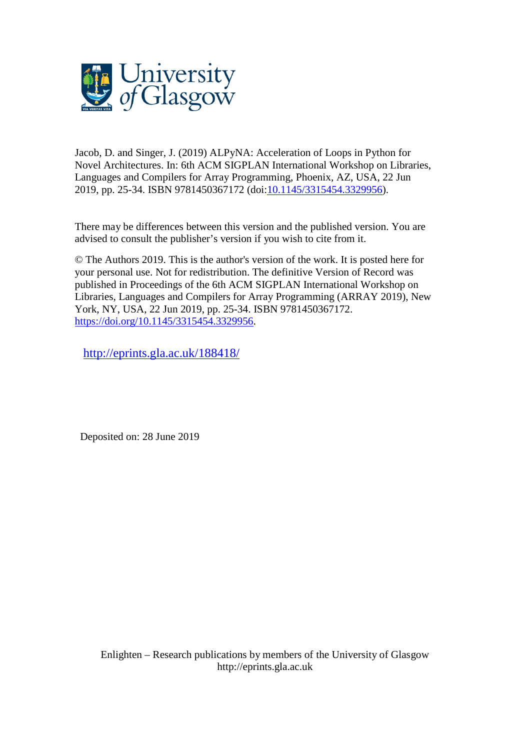Jacob, D. and Singer, J. (2019) ALPyNA: Acceleration of Loops in Python for Novel Architectures. In: 6th ACM SIGPLAN International Workshop on Libraries, Languages and Compilers for Array Programming, Phoenix, AZ, USA, 22 Jun 2019, pp. 25-34. ISBN 9781450367172 (doi:10.1145/3315454.3329956).

There may be differences between this version and the published version. You are advised to consult the publisher's version if you wish to cite from it.

© The Authors 2019. This is the author's version of the work. It is posted here for your personal use. Not for redistribution. The definitive Version of Record was published in Proceedings of the 6th ACM SIGPLAN International Workshop on Libraries, Languages and Compilers for Array Programming (ARRAY 2019), New York, NY, USA, 22 Jun 2019, pp. 25-34. ISBN 9781450367172. https://doi.org/10.1145/3315454.3329956.

http://eprints.gla.ac.uk/188418/

Deposited on: 28 June 2019

Enlighten – Research publications by members of the University of Glasgow
http://eprints.gla.ac.uk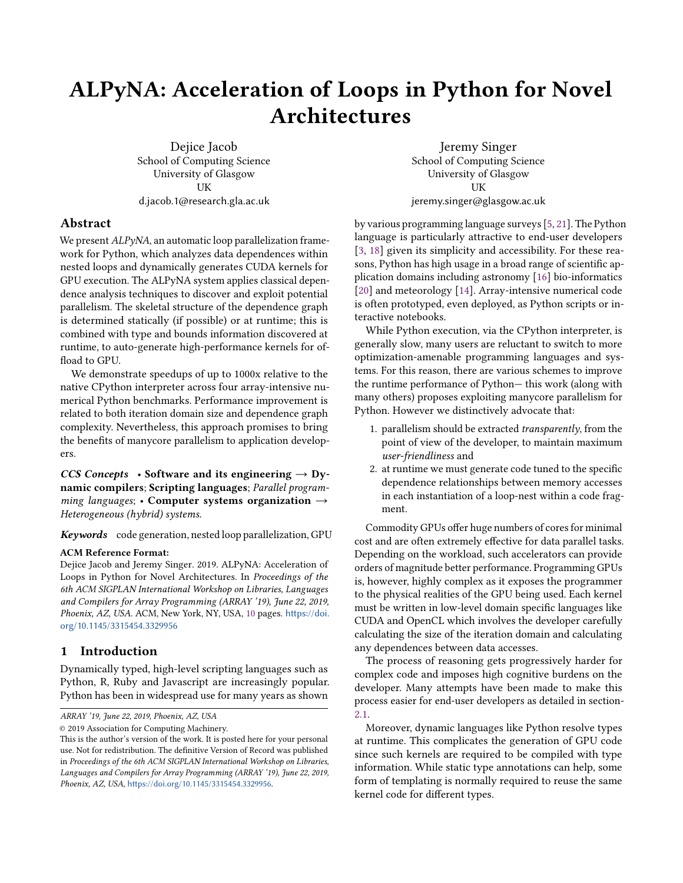# ALPyNA: Acceleration of Loops in Python for Novel Architectures

Dejice Jacob
School of Computing Science
University of Glasgow
UK
d.jacob.1@research.gla.ac.uk

Jeremy Singer
School of Computing Science
University of Glasgow
UK
jeremy.singer@glasgow.ac.uk

## Abstract

We present *ALPyNA*, an automatic loop parallelization framework for Python, which analyzes data dependences within nested loops and dynamically generates CUDA kernels for GPU execution. The ALPyNA system applies classical dependence analysis techniques to discover and exploit potential parallelism. The skeletal structure of the dependence graph is determined statically (if possible) or at runtime; this is combined with type and bounds information discovered at runtime, to auto-generate high-performance kernels for offload to GPU.

We demonstrate speedups of up to 1000x relative to the native CPython interpreter across four array-intensive numerical Python benchmarks. Performance improvement is related to both iteration domain size and dependence graph complexity. Nevertheless, this approach promises to bring the benefits of manycore parallelism to application developers.

***CCS Concepts*** • **Software and its engineering** → **Dynamic compilers**; **Scripting languages**; *Parallel programming languages*; • **Computer systems organization** → *Heterogeneous (hybrid) systems*.

***Keywords*** code generation, nested loop parallelization, GPU

**ACM Reference Format:**
Dejice Jacob and Jeremy Singer. 2019. ALPyNA: Acceleration of Loops in Python for Novel Architectures. In *Proceedings of the 6th ACM SIGPLAN International Workshop on Libraries, Languages and Compilers for Array Programming (ARRAY '19), June 22, 2019, Phoenix, AZ, USA.* ACM, New York, NY, USA, 10 pages. https://doi.org/10.1145/3315454.3329956

*ARRAY '19, June 22, 2019, Phoenix, AZ, USA*

© 2019 Association for Computing Machinery.

This is the author's version of the work. It is posted here for your personal use. Not for redistribution. The definitive Version of Record was published in *Proceedings of the 6th ACM SIGPLAN International Workshop on Libraries, Languages and Compilers for Array Programming (ARRAY '19), June 22, 2019, Phoenix, AZ, USA*, https://doi.org/10.1145/3315454.3329956.

## 1 Introduction

Dynamically typed, high-level scripting languages such as Python, R, Ruby and Javascript are increasingly popular. Python has been in widespread use for many years as shown by various programming language surveys [5, 21]. The Python language is particularly attractive to end-user developers [3, 18] given its simplicity and accessibility. For these reasons, Python has high usage in a broad range of scientific application domains including astronomy [16] bio-informatics [20] and meteorology [14]. Array-intensive numerical code is often prototyped, even deployed, as Python scripts or interactive notebooks.

While Python execution, via the CPython interpreter, is generally slow, many users are reluctant to switch to more optimization-amenable programming languages and systems. For this reason, there are various schemes to improve the runtime performance of Python— this work (along with many others) proposes exploiting manycore parallelism for Python. However we distinctively advocate that:

1. parallelism should be extracted *transparently*, from the point of view of the developer, to maintain maximum *user-friendliness* and
2. at runtime we must generate code tuned to the specific dependence relationships between memory accesses in each instantiation of a loop-nest within a code fragment.

Commodity GPUs offer huge numbers of cores for minimal cost and are often extremely effective for data parallel tasks. Depending on the workload, such accelerators can provide orders of magnitude better performance. Programming GPUs is, however, highly complex as it exposes the programmer to the physical realities of the GPU being used. Each kernel must be written in low-level domain specific languages like CUDA and OpenCL which involves the developer carefully calculating the size of the iteration domain and calculating any dependences between data accesses.

The process of reasoning gets progressively harder for complex code and imposes high cognitive burdens on the developer. Many attempts have been made to make this process easier for end-user developers as detailed in section-2.1.

Moreover, dynamic languages like Python resolve types at runtime. This complicates the generation of GPU code since such kernels are required to be compiled with type information. While static type annotations can help, some form of templating is normally required to reuse the same kernel code for different types.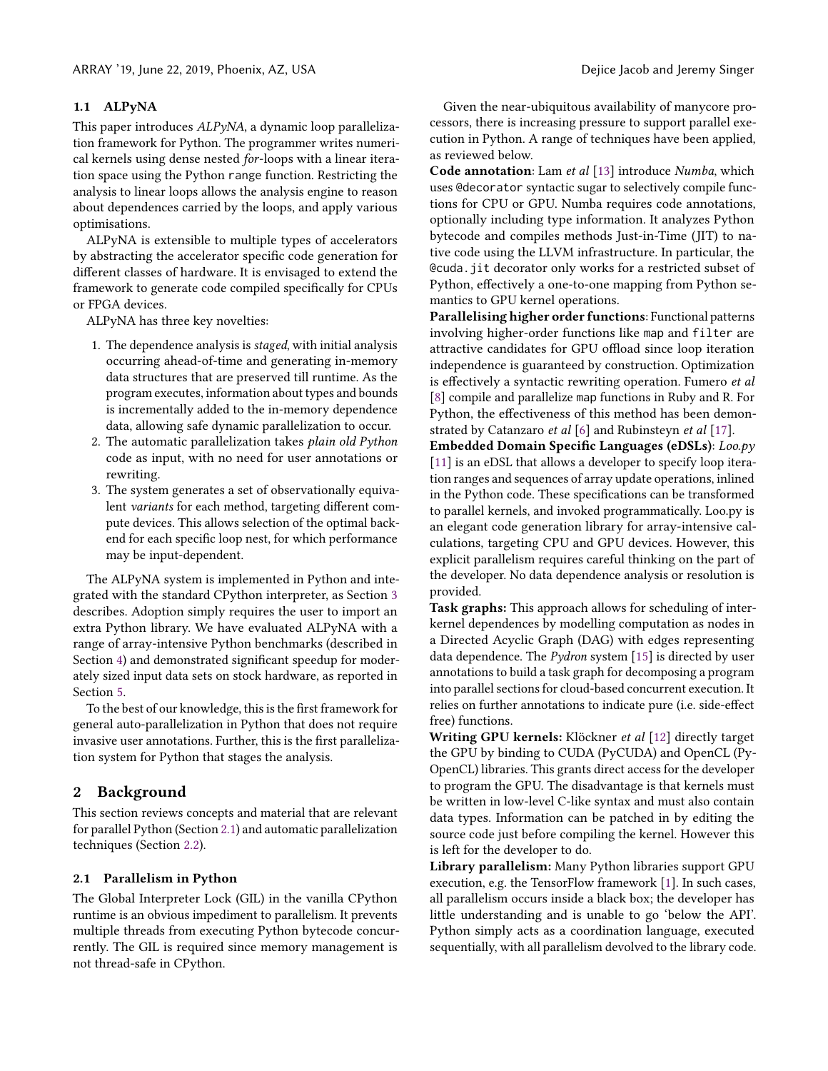### 1.1 ALPyNA

This paper introduces *ALPyNA*, a dynamic loop parallelization framework for Python. The programmer writes numerical kernels using dense nested *for*-loops with a linear iteration space using the Python `range` function. Restricting the analysis to linear loops allows the analysis engine to reason about dependences carried by the loops, and apply various optimisations.

ALPyNA is extensible to multiple types of accelerators by abstracting the accelerator specific code generation for different classes of hardware. It is envisaged to extend the framework to generate code compiled specifically for CPUs or FPGA devices.

ALPyNA has three key novelties:

1. The dependence analysis is *staged*, with initial analysis occurring ahead-of-time and generating in-memory data structures that are preserved till runtime. As the program executes, information about types and bounds is incrementally added to the in-memory dependence data, allowing safe dynamic parallelization to occur.
2. The automatic parallelization takes *plain old Python* code as input, with no need for user annotations or rewriting.
3. The system generates a set of observationally equivalent *variants* for each method, targeting different compute devices. This allows selection of the optimal backend for each specific loop nest, for which performance may be input-dependent.

The ALPyNA system is implemented in Python and integrated with the standard CPython interpreter, as Section 3 describes. Adoption simply requires the user to import an extra Python library. We have evaluated ALPyNA with a range of array-intensive Python benchmarks (described in Section 4) and demonstrated significant speedup for moderately sized input data sets on stock hardware, as reported in Section 5.

To the best of our knowledge, this is the first framework for general auto-parallelization in Python that does not require invasive user annotations. Further, this is the first parallelization system for Python that stages the analysis.

## 2 Background

This section reviews concepts and material that are relevant for parallel Python (Section 2.1) and automatic parallelization techniques (Section 2.2).

### 2.1 Parallelism in Python

The Global Interpreter Lock (GIL) in the vanilla CPython runtime is an obvious impediment to parallelism. It prevents multiple threads from executing Python bytecode concurrently. The GIL is required since memory management is not thread-safe in CPython.

Given the near-ubiquitous availability of manycore processors, there is increasing pressure to support parallel execution in Python. A range of techniques have been applied, as reviewed below.

**Code annotation**: Lam *et al* [13] introduce *Numba*, which uses `@decorator` syntactic sugar to selectively compile functions for CPU or GPU. Numba requires code annotations, optionally including type information. It analyzes Python bytecode and compiles methods Just-in-Time (JIT) to native code using the LLVM infrastructure. In particular, the `@cuda.jit` decorator only works for a restricted subset of Python, effectively a one-to-one mapping from Python semantics to GPU kernel operations.

**Parallelising higher order functions**: Functional patterns involving higher-order functions like `map` and `filter` are attractive candidates for GPU offload since loop iteration independence is guaranteed by construction. Optimization is effectively a syntactic rewriting operation. Fumero *et al* [8] compile and parallelize `map` functions in Ruby and R. For Python, the effectiveness of this method has been demonstrated by Catanzaro *et al* [6] and Rubinsteyn *et al* [17].

**Embedded Domain Specific Languages (eDSLs)**: *Loo.py* [11] is an eDSL that allows a developer to specify loop iteration ranges and sequences of array update operations, inlined in the Python code. These specifications can be transformed to parallel kernels, and invoked programmatically. Loo.py is an elegant code generation library for array-intensive calculations, targeting CPU and GPU devices. However, this explicit parallelism requires careful thinking on the part of the developer. No data dependence analysis or resolution is provided.

**Task graphs:** This approach allows for scheduling of inter-kernel dependences by modelling computation as nodes in a Directed Acyclic Graph (DAG) with edges representing data dependence. The *Pydron* system [15] is directed by user annotations to build a task graph for decomposing a program into parallel sections for cloud-based concurrent execution. It relies on further annotations to indicate pure (i.e. side-effect free) functions.

**Writing GPU kernels:** Klöckner *et al* [12] directly target the GPU by binding to CUDA (PyCUDA) and OpenCL (PyOpenCL) libraries. This grants direct access for the developer to program the GPU. The disadvantage is that kernels must be written in low-level C-like syntax and must also contain data types. Information can be patched in by editing the source code just before compiling the kernel. However this is left for the developer to do.

**Library parallelism:** Many Python libraries support GPU execution, e.g. the TensorFlow framework [1]. In such cases, all parallelism occurs inside a black box; the developer has little understanding and is unable to go 'below the API'. Python simply acts as a coordination language, executed sequentially, with all parallelism devolved to the library code.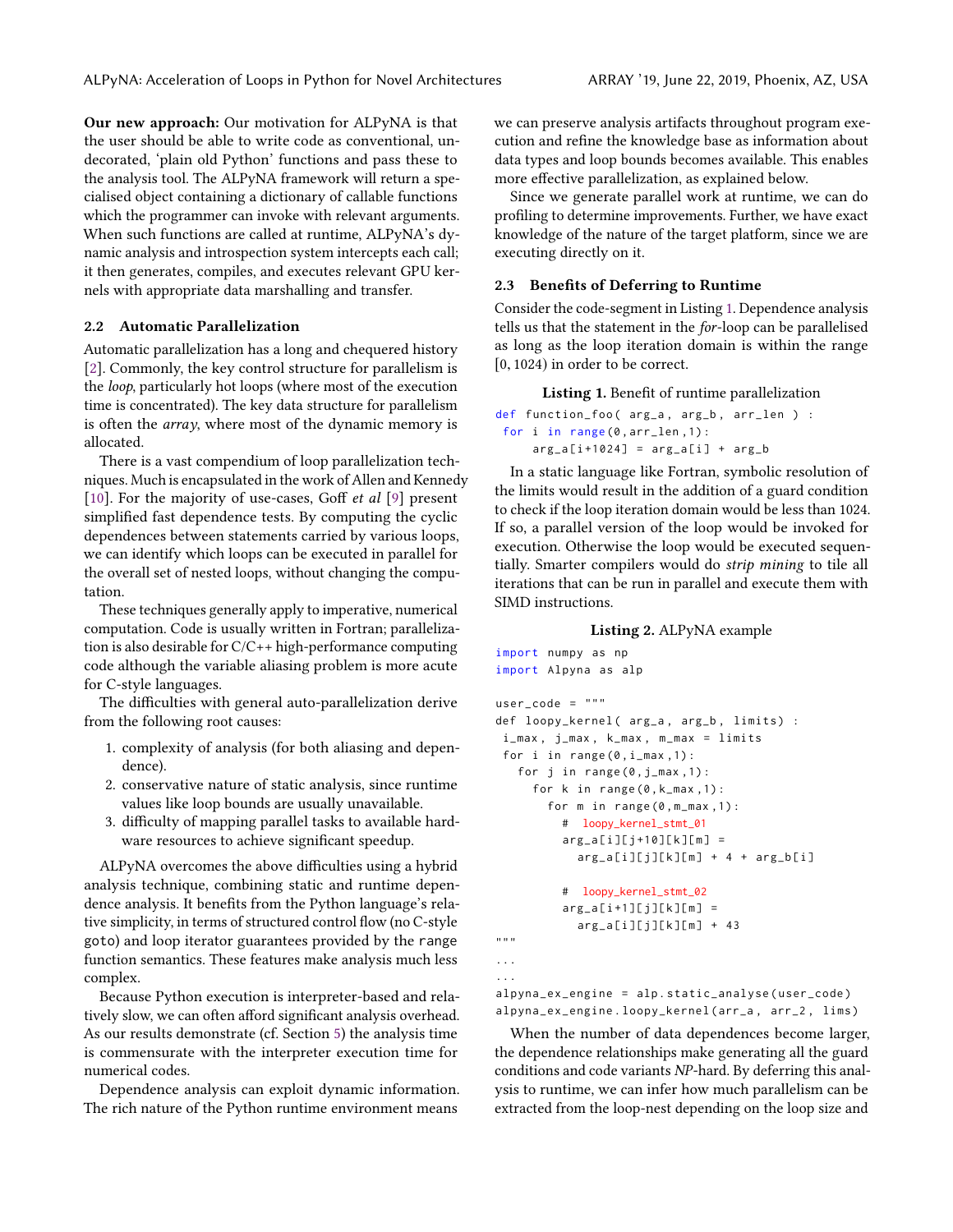**Our new approach:** Our motivation for ALPyNA is that the user should be able to write code as conventional, undecorated, 'plain old Python' functions and pass these to the analysis tool. The ALPyNA framework will return a specialised object containing a dictionary of callable functions which the programmer can invoke with relevant arguments. When such functions are called at runtime, ALPyNA's dynamic analysis and introspection system intercepts each call; it then generates, compiles, and executes relevant GPU kernels with appropriate data marshalling and transfer.

## 2.2 Automatic Parallelization

Automatic parallelization has a long and chequered history [2]. Commonly, the key control structure for parallelism is the *loop*, particularly hot loops (where most of the execution time is concentrated). The key data structure for parallelism is often the *array*, where most of the dynamic memory is allocated.

There is a vast compendium of loop parallelization techniques. Much is encapsulated in the work of Allen and Kennedy [10]. For the majority of use-cases, Goff *et al* [9] present simplified fast dependence tests. By computing the cyclic dependences between statements carried by various loops, we can identify which loops can be executed in parallel for the overall set of nested loops, without changing the computation.

These techniques generally apply to imperative, numerical computation. Code is usually written in Fortran; parallelization is also desirable for C/C++ high-performance computing code although the variable aliasing problem is more acute for C-style languages.

The difficulties with general auto-parallelization derive from the following root causes:

1. complexity of analysis (for both aliasing and dependence).
2. conservative nature of static analysis, since runtime values like loop bounds are usually unavailable.
3. difficulty of mapping parallel tasks to available hardware resources to achieve significant speedup.

ALPyNA overcomes the above difficulties using a hybrid analysis technique, combining static and runtime dependence analysis. It benefits from the Python language's relative simplicity, in terms of structured control flow (no C-style `goto`) and loop iterator guarantees provided by the `range` function semantics. These features make analysis much less complex.

Because Python execution is interpreter-based and relatively slow, we can often afford significant analysis overhead. As our results demonstrate (cf. Section 5) the analysis time is commensurate with the interpreter execution time for numerical codes.

Dependence analysis can exploit dynamic information. The rich nature of the Python runtime environment means we can preserve analysis artifacts throughout program execution and refine the knowledge base as information about data types and loop bounds becomes available. This enables more effective parallelization, as explained below.

Since we generate parallel work at runtime, we can do profiling to determine improvements. Further, we have exact knowledge of the nature of the target platform, since we are executing directly on it.

## 2.3 Benefits of Deferring to Runtime

Consider the code-segment in Listing 1. Dependence analysis tells us that the statement in the *for*-loop can be parallelised as long as the loop iteration domain is within the range $[0, 1024)$ in order to be correct.

**Listing 1.** Benefit of runtime parallelization

```
def function_foo( arg_a, arg_b, arr_len ) :
 for i in range(0,arr_len,1):
     arg_a[i+1024] = arg_a[i] + arg_b
```

In a static language like Fortran, symbolic resolution of the limits would result in the addition of a guard condition to check if the loop iteration domain would be less than 1024. If so, a parallel version of the loop would be invoked for execution. Otherwise the loop would be executed sequentially. Smarter compilers would do *strip mining* to tile all iterations that can be run in parallel and execute them with SIMD instructions.

**Listing 2.** ALPyNA example

```
import numpy as np
import Alpyna as alp

user_code = """
def loopy_kernel( arg_a, arg_b, limits) :
 i_max, j_max, k_max, m_max = limits
 for i in range(0,i_max,1):
   for j in range(0,j_max,1):
     for k in range(0,k_max,1):
       for m in range(0,m_max,1):
         #  loopy_kernel_stmt_01
         arg_a[i][j+10][k][m] =
           arg_a[i][j][k][m] + 4 + arg_b[i]

         #  loopy_kernel_stmt_02
         arg_a[i+1][j][k][m] =
           arg_a[i][j][k][m] + 43
"""
...
...
alpyna_ex_engine = alp.static_analyse(user_code)
alpyna_ex_engine.loopy_kernel(arr_a, arr_2, lims)
```

When the number of data dependences become larger, the dependence relationships make generating all the guard conditions and code variants *NP*-hard. By deferring this analysis to runtime, we can infer how much parallelism can be extracted from the loop-nest depending on the loop size and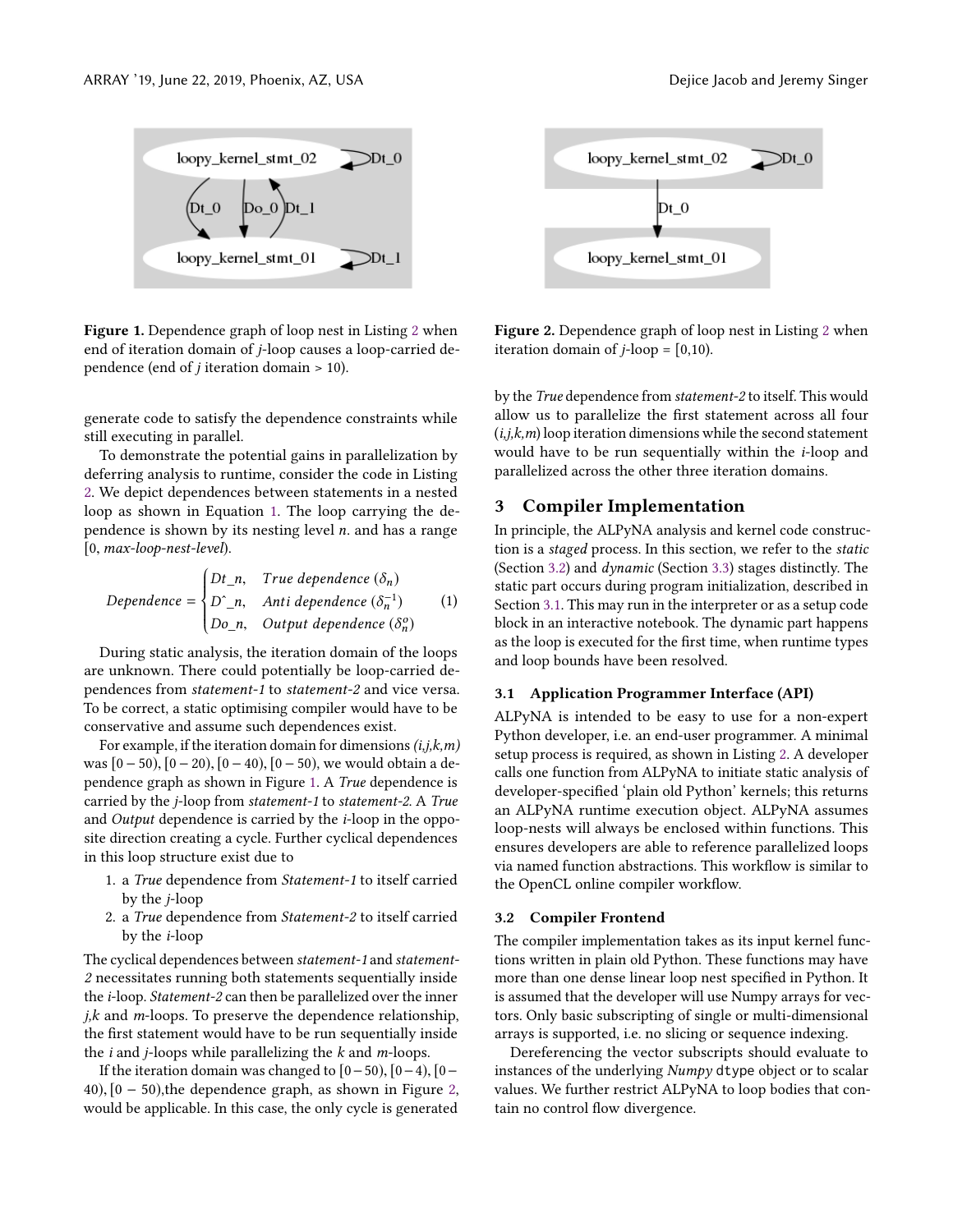Figure 1. Dependence graph of loop nest in Listing 2 when end of iteration domain of *j*-loop causes a loop-carried dependence (end of *j* iteration domain > 10).

Figure 2. Dependence graph of loop nest in Listing 2 when iteration domain of *j*-loop = [0,10).

generate code to satisfy the dependence constraints while still executing in parallel.

To demonstrate the potential gains in parallelization by deferring analysis to runtime, consider the code in Listing 2. We depict dependences between statements in a nested loop as shown in Equation 1. The loop carrying the dependence is shown by its nesting level *n*. and has a range [0, *max-loop-nest-level*).

$$Dependence = \begin{cases} Dt\_n, & True\ dependence\ (\delta_n) \\ D\hat{}\_n, & Anti\ dependence\ (\delta_n^{-1}) \\ Do\_n, & Output\ dependence\ (\delta_n^{o}) \end{cases} \quad (1)$$

During static analysis, the iteration domain of the loops are unknown. There could potentially be loop-carried dependences from *statement-1* to *statement-2* and vice versa. To be correct, a static optimising compiler would have to be conservative and assume such dependences exist.

For example, if the iteration domain for dimensions *(i,j,k,m)* was $[0-50)$, $[0-20)$, $[0-40)$, $[0-50)$, we would obtain a dependence graph as shown in Figure 1. A *True* dependence is carried by the *j*-loop from *statement-1* to *statement-2*. A *True* and *Output* dependence is carried by the *i*-loop in the opposite direction creating a cycle. Further cyclical dependences in this loop structure exist due to

1. a *True* dependence from *Statement-1* to itself carried by the *j*-loop
2. a *True* dependence from *Statement-2* to itself carried by the *i*-loop

The cyclical dependences between *statement-1* and *statement-2* necessitates running both statements sequentially inside the *i*-loop. *Statement-2* can then be parallelized over the inner *j,k* and *m*-loops. To preserve the dependence relationship, the first statement would have to be run sequentially inside the *i* and *j*-loops while parallelizing the *k* and *m*-loops.

If the iteration domain was changed to $[0-50)$, $[0-4)$, $[0-40)$, $[0-50)$,the dependence graph, as shown in Figure 2, would be applicable. In this case, the only cycle is generated by the *True* dependence from *statement-2* to itself. This would allow us to parallelize the first statement across all four (*i,j,k,m*) loop iteration dimensions while the second statement would have to be run sequentially within the *i*-loop and parallelized across the other three iteration domains.

## 3 Compiler Implementation

In principle, the ALPyNA analysis and kernel code construction is a *staged* process. In this section, we refer to the *static* (Section 3.2) and *dynamic* (Section 3.3) stages distinctly. The static part occurs during program initialization, described in Section 3.1. This may run in the interpreter or as a setup code block in an interactive notebook. The dynamic part happens as the loop is executed for the first time, when runtime types and loop bounds have been resolved.

### 3.1 Application Programmer Interface (API)

ALPyNA is intended to be easy to use for a non-expert Python developer, i.e. an end-user programmer. A minimal setup process is required, as shown in Listing 2. A developer calls one function from ALPyNA to initiate static analysis of developer-specified 'plain old Python' kernels; this returns an ALPyNA runtime execution object. ALPyNA assumes loop-nests will always be enclosed within functions. This ensures developers are able to reference parallelized loops via named function abstractions. This workflow is similar to the OpenCL online compiler workflow.

### 3.2 Compiler Frontend

The compiler implementation takes as its input kernel functions written in plain old Python. These functions may have more than one dense linear loop nest specified in Python. It is assumed that the developer will use Numpy arrays for vectors. Only basic subscripting of single or multi-dimensional arrays is supported, i.e. no slicing or sequence indexing.

Dereferencing the vector subscripts should evaluate to instances of the underlying *Numpy* `dtype` object or to scalar values. We further restrict ALPyNA to loop bodies that contain no control flow divergence.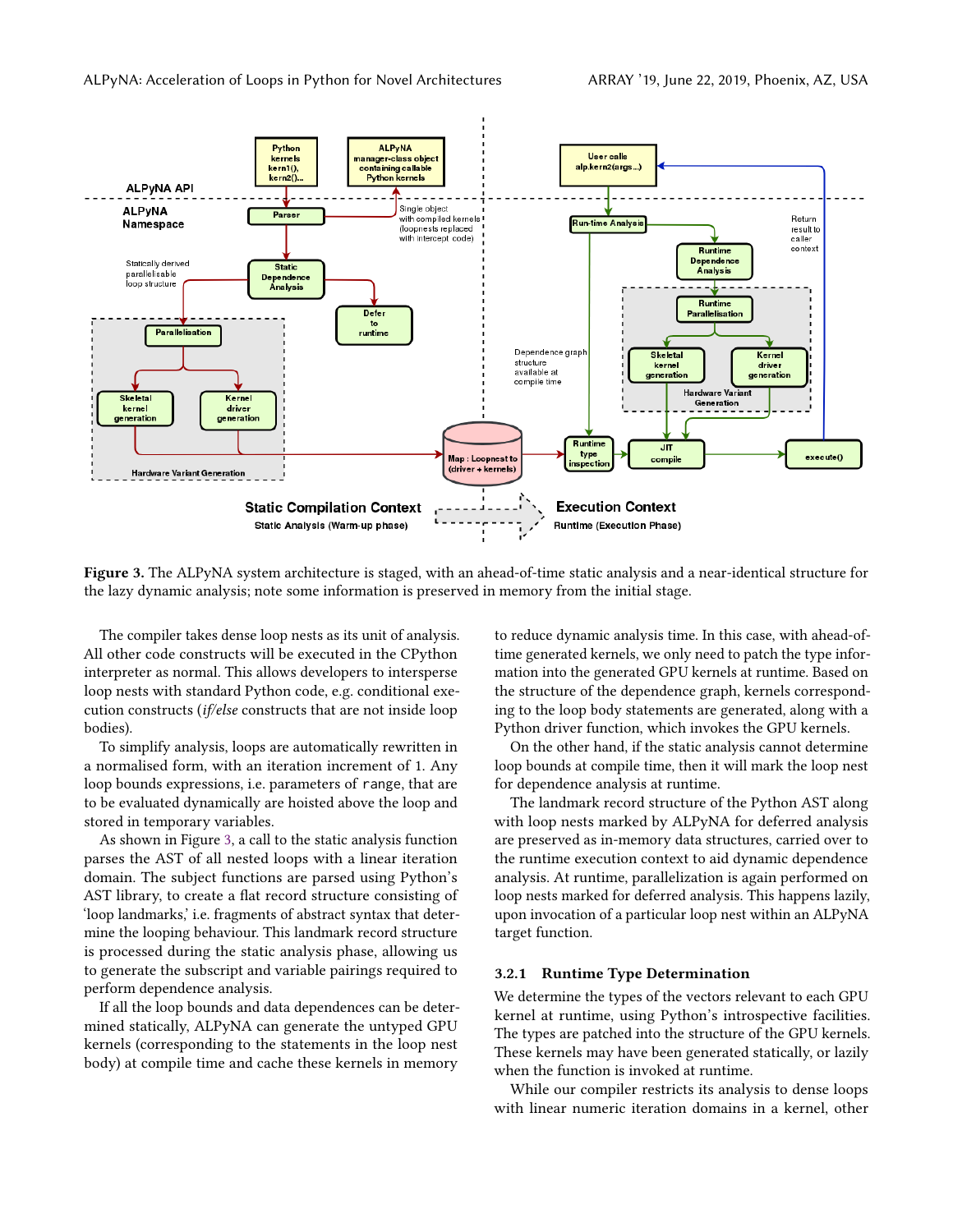ALPyNA API

ALPyNA Namespace

Python kernels kern1(), kern2()...

ALPyNA manager-class object containing callable Python kernels

Parser

Single object with compiled kernels (loopnests replaced with intercept code)

Statically derived parallelisable loop structure

Static Dependence Analysis

Defer to runtime

Parallelisation

Skeletal kernel generation

Kernel driver generation

Hardware Variant Generation

Map : Loopnest to (driver + kernels)

Dependence graph structure available at compile time

User calls alp.kern2(args...)

Run-time Analysis

Runtime Dependence Analysis

Runtime Parallelisation

Skeletal kernel generation

Kernel driver generation

Hardware Variant Generation

Return result to caller context

Runtime type inspection

JIT compile

execute()

Static Compilation Context

Static Analysis (Warm-up phase)

Execution Context

Runtime (Execution Phase)

**Figure 3.** The ALPyNA system architecture is staged, with an ahead-of-time static analysis and a near-identical structure for the lazy dynamic analysis; note some information is preserved in memory from the initial stage.

The compiler takes dense loop nests as its unit of analysis. All other code constructs will be executed in the CPython interpreter as normal. This allows developers to intersperse loop nests with standard Python code, e.g. conditional execution constructs (*if/else* constructs that are not inside loop bodies).

To simplify analysis, loops are automatically rewritten in a normalised form, with an iteration increment of 1. Any loop bounds expressions, i.e. parameters of `range`, that are to be evaluated dynamically are hoisted above the loop and stored in temporary variables.

As shown in Figure 3, a call to the static analysis function parses the AST of all nested loops with a linear iteration domain. The subject functions are parsed using Python's AST library, to create a flat record structure consisting of 'loop landmarks,' i.e. fragments of abstract syntax that determine the looping behaviour. This landmark record structure is processed during the static analysis phase, allowing us to generate the subscript and variable pairings required to perform dependence analysis.

If all the loop bounds and data dependences can be determined statically, ALPyNA can generate the untyped GPU kernels (corresponding to the statements in the loop nest body) at compile time and cache these kernels in memory to reduce dynamic analysis time. In this case, with ahead-of-time generated kernels, we only need to patch the type information into the generated GPU kernels at runtime. Based on the structure of the dependence graph, kernels corresponding to the loop body statements are generated, along with a Python driver function, which invokes the GPU kernels.

On the other hand, if the static analysis cannot determine loop bounds at compile time, then it will mark the loop nest for dependence analysis at runtime.

The landmark record structure of the Python AST along with loop nests marked by ALPyNA for deferred analysis are preserved as in-memory data structures, carried over to the runtime execution context to aid dynamic dependence analysis. At runtime, parallelization is again performed on loop nests marked for deferred analysis. This happens lazily, upon invocation of a particular loop nest within an ALPyNA target function.

### 3.2.1 Runtime Type Determination

We determine the types of the vectors relevant to each GPU kernel at runtime, using Python's introspective facilities. The types are patched into the structure of the GPU kernels. These kernels may have been generated statically, or lazily when the function is invoked at runtime.

While our compiler restricts its analysis to dense loops with linear numeric iteration domains in a kernel, other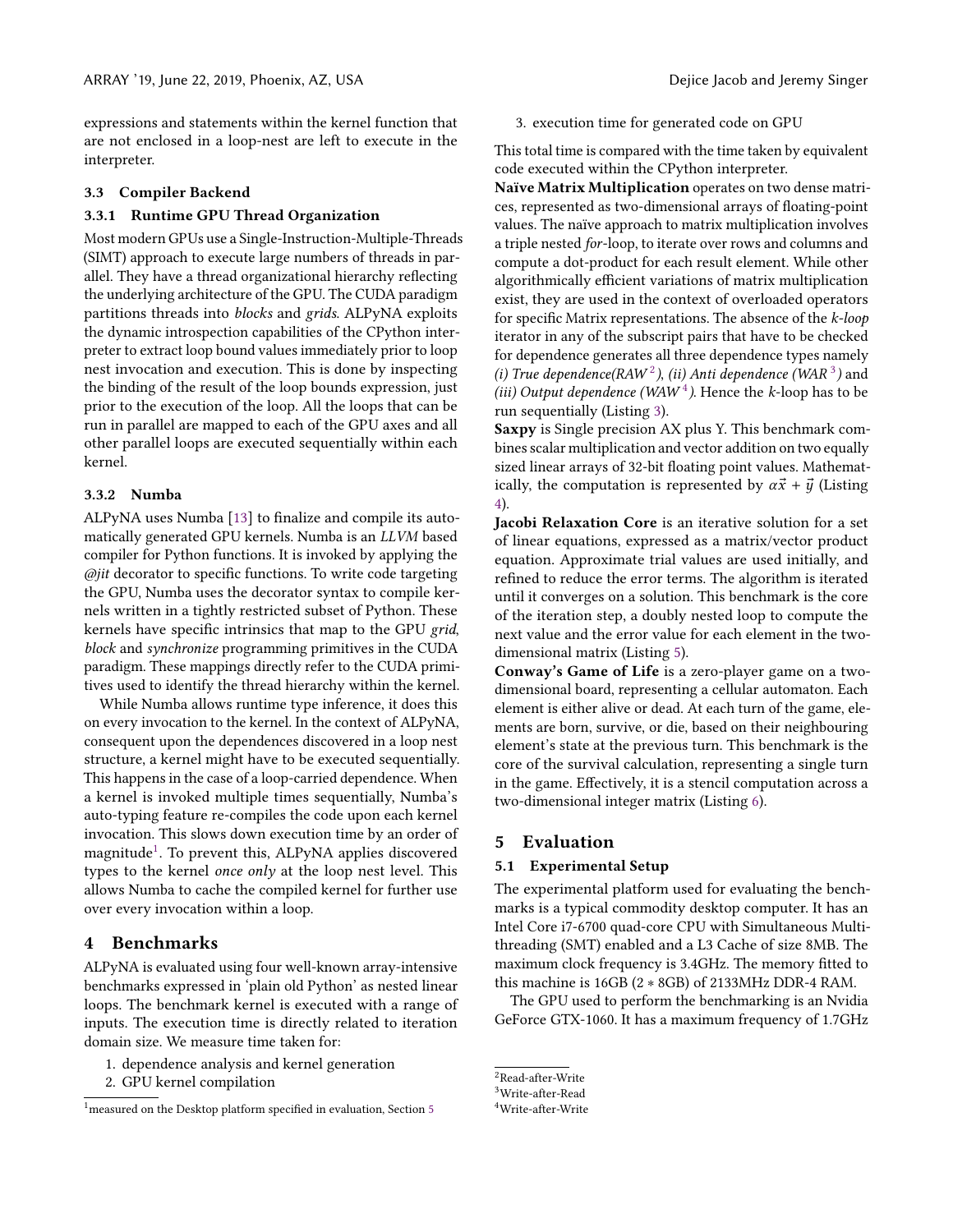expressions and statements within the kernel function that are not enclosed in a loop-nest are left to execute in the interpreter.

### 3.3 Compiler Backend

#### 3.3.1 Runtime GPU Thread Organization

Most modern GPUs use a Single-Instruction-Multiple-Threads (SIMT) approach to execute large numbers of threads in parallel. They have a thread organizational hierarchy reflecting the underlying architecture of the GPU. The CUDA paradigm partitions threads into *blocks* and *grids*. ALPyNA exploits the dynamic introspection capabilities of the CPython interpreter to extract loop bound values immediately prior to loop nest invocation and execution. This is done by inspecting the binding of the result of the loop bounds expression, just prior to the execution of the loop. All the loops that can be run in parallel are mapped to each of the GPU axes and all other parallel loops are executed sequentially within each kernel.

#### 3.3.2 Numba

ALPyNA uses Numba [13] to finalize and compile its automatically generated GPU kernels. Numba is an *LLVM* based compiler for Python functions. It is invoked by applying the *@jit* decorator to specific functions. To write code targeting the GPU, Numba uses the decorator syntax to compile kernels written in a tightly restricted subset of Python. These kernels have specific intrinsics that map to the GPU *grid*, *block* and *synchronize* programming primitives in the CUDA paradigm. These mappings directly refer to the CUDA primitives used to identify the thread hierarchy within the kernel.

While Numba allows runtime type inference, it does this on every invocation to the kernel. In the context of ALPyNA, consequent upon the dependences discovered in a loop nest structure, a kernel might have to be executed sequentially. This happens in the case of a loop-carried dependence. When a kernel is invoked multiple times sequentially, Numba's auto-typing feature re-compiles the code upon each kernel invocation. This slows down execution time by an order of magnitude[1]. To prevent this, ALPyNA applies discovered types to the kernel *once only* at the loop nest level. This allows Numba to cache the compiled kernel for further use over every invocation within a loop.

## 4 Benchmarks

ALPyNA is evaluated using four well-known array-intensive benchmarks expressed in 'plain old Python' as nested linear loops. The benchmark kernel is executed with a range of inputs. The execution time is directly related to iteration domain size. We measure time taken for:

1. dependence analysis and kernel generation
2. GPU kernel compilation
3. execution time for generated code on GPU

This total time is compared with the time taken by equivalent code executed within the CPython interpreter.

**Naïve Matrix Multiplication** operates on two dense matrices, represented as two-dimensional arrays of floating-point values. The naïve approach to matrix multiplication involves a triple nested *for*-loop, to iterate over rows and columns and compute a dot-product for each result element. While other algorithmically efficient variations of matrix multiplication exist, they are used in the context of overloaded operators for specific Matrix representations. The absence of the *k-loop* iterator in any of the subscript pairs that have to be checked for dependence generates all three dependence types namely *(i) True dependence(RAW*[2]*), (ii) Anti dependence (WAR*[3]*)* and *(iii) Output dependence (WAW*[4]*)*. Hence the *k*-loop has to be run sequentially (Listing 3).

**Saxpy** is Single precision AX plus Y. This benchmark combines scalar multiplication and vector addition on two equally sized linear arrays of 32-bit floating point values. Mathematically, the computation is represented by $\alpha\vec{x} + \vec{y}$ (Listing 4).

**Jacobi Relaxation Core** is an iterative solution for a set of linear equations, expressed as a matrix/vector product equation. Approximate trial values are used initially, and refined to reduce the error terms. The algorithm is iterated until it converges on a solution. This benchmark is the core of the iteration step, a doubly nested loop to compute the next value and the error value for each element in the two-dimensional matrix (Listing 5).

**Conway's Game of Life** is a zero-player game on a two-dimensional board, representing a cellular automaton. Each element is either alive or dead. At each turn of the game, elements are born, survive, or die, based on their neighbouring element's state at the previous turn. This benchmark is the core of the survival calculation, representing a single turn in the game. Effectively, it is a stencil computation across a two-dimensional integer matrix (Listing 6).

## 5 Evaluation

### 5.1 Experimental Setup

The experimental platform used for evaluating the benchmarks is a typical commodity desktop computer. It has an Intel Core i7-6700 quad-core CPU with Simultaneous Multi-threading (SMT) enabled and a L3 Cache of size 8MB. The maximum clock frequency is 3.4GHz. The memory fitted to this machine is 16GB (2 ∗ 8GB) of 2133MHz DDR-4 RAM.

The GPU used to perform the benchmarking is an Nvidia GeForce GTX-1060. It has a maximum frequency of 1.7GHz

---

[1] measured on the Desktop platform specified in evaluation, Section 5

[2] Read-after-Write

[3] Write-after-Read

[4] Write-after-Write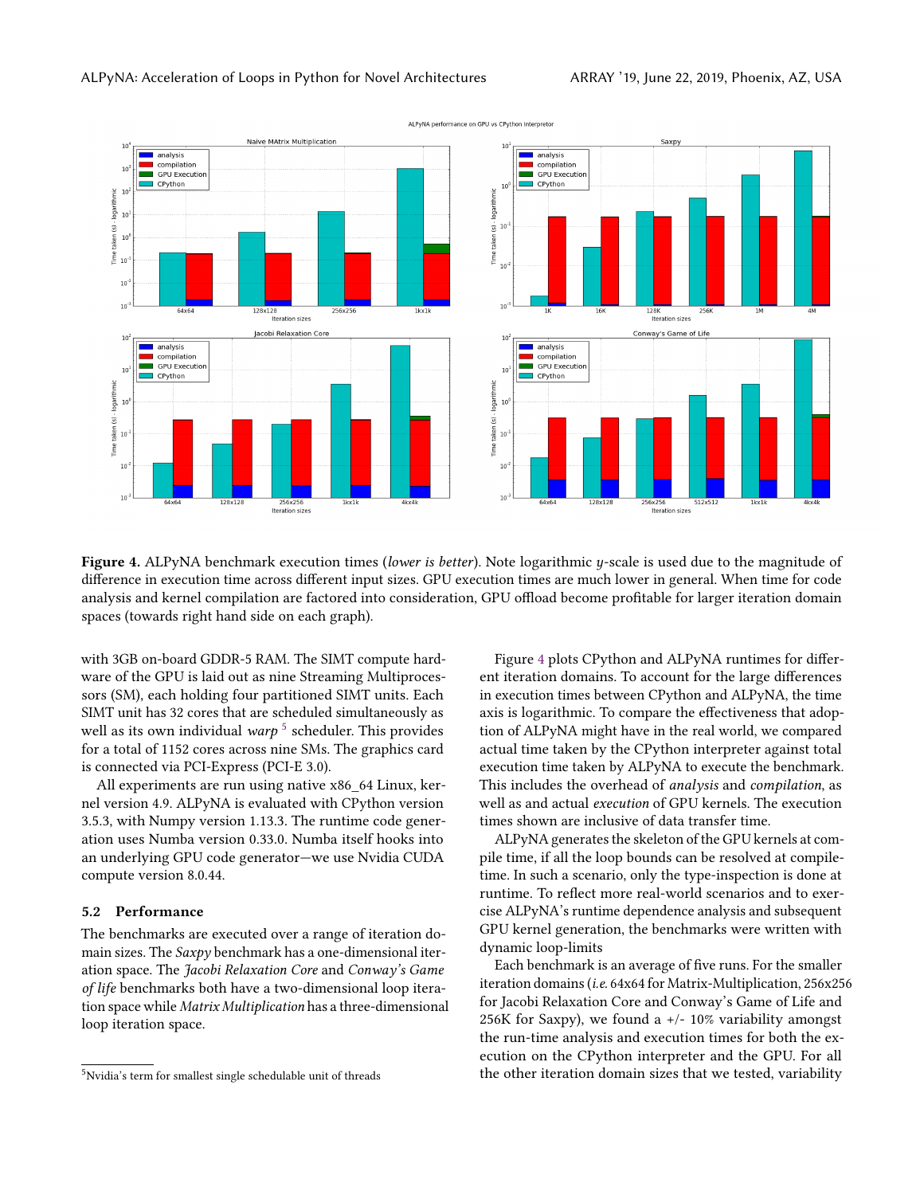**Figure 4.** ALPyNA benchmark execution times (*lower is better*). Note logarithmic *y*-scale is used due to the magnitude of difference in execution time across different input sizes. GPU execution times are much lower in general. When time for code analysis and kernel compilation are factored into consideration, GPU offload become profitable for larger iteration domain spaces (towards right hand side on each graph).

with 3GB on-board GDDR-5 RAM. The SIMT compute hardware of the GPU is laid out as nine Streaming Multiprocessors (SM), each holding four partitioned SIMT units. Each SIMT unit has 32 cores that are scheduled simultaneously as well as its own individual *warp* [5] scheduler. This provides for a total of 1152 cores across nine SMs. The graphics card is connected via PCI-Express (PCI-E 3.0).

All experiments are run using native x86_64 Linux, kernel version 4.9. ALPyNA is evaluated with CPython version 3.5.3, with Numpy version 1.13.3. The runtime code generation uses Numba version 0.33.0. Numba itself hooks into an underlying GPU code generator—we use Nvidia CUDA compute version 8.0.44.

### 5.2 Performance

The benchmarks are executed over a range of iteration domain sizes. The *Saxpy* benchmark has a one-dimensional iteration space. The *Jacobi Relaxation Core* and *Conway's Game of life* benchmarks both have a two-dimensional loop iteration space while *Matrix Multiplication* has a three-dimensional loop iteration space.

[5] Nvidia's term for smallest single schedulable unit of threads

Figure 4 plots CPython and ALPyNA runtimes for different iteration domains. To account for the large differences in execution times between CPython and ALPyNA, the time axis is logarithmic. To compare the effectiveness that adoption of ALPyNA might have in the real world, we compared actual time taken by the CPython interpreter against total execution time taken by ALPyNA to execute the benchmark. This includes the overhead of *analysis* and *compilation*, as well as and actual *execution* of GPU kernels. The execution times shown are inclusive of data transfer time.

ALPyNA generates the skeleton of the GPU kernels at compile time, if all the loop bounds can be resolved at compile-time. In such a scenario, only the type-inspection is done at runtime. To reflect more real-world scenarios and to exercise ALPyNA's runtime dependence analysis and subsequent GPU kernel generation, the benchmarks were written with dynamic loop-limits

Each benchmark is an average of five runs. For the smaller iteration domains (*i.e.* 64x64 for Matrix-Multiplication, 256x256 for Jacobi Relaxation Core and Conway's Game of Life and 256K for Saxpy), we found a +/- 10% variability amongst the run-time analysis and execution times for both the execution on the CPython interpreter and the GPU. For all the other iteration domain sizes that we tested, variability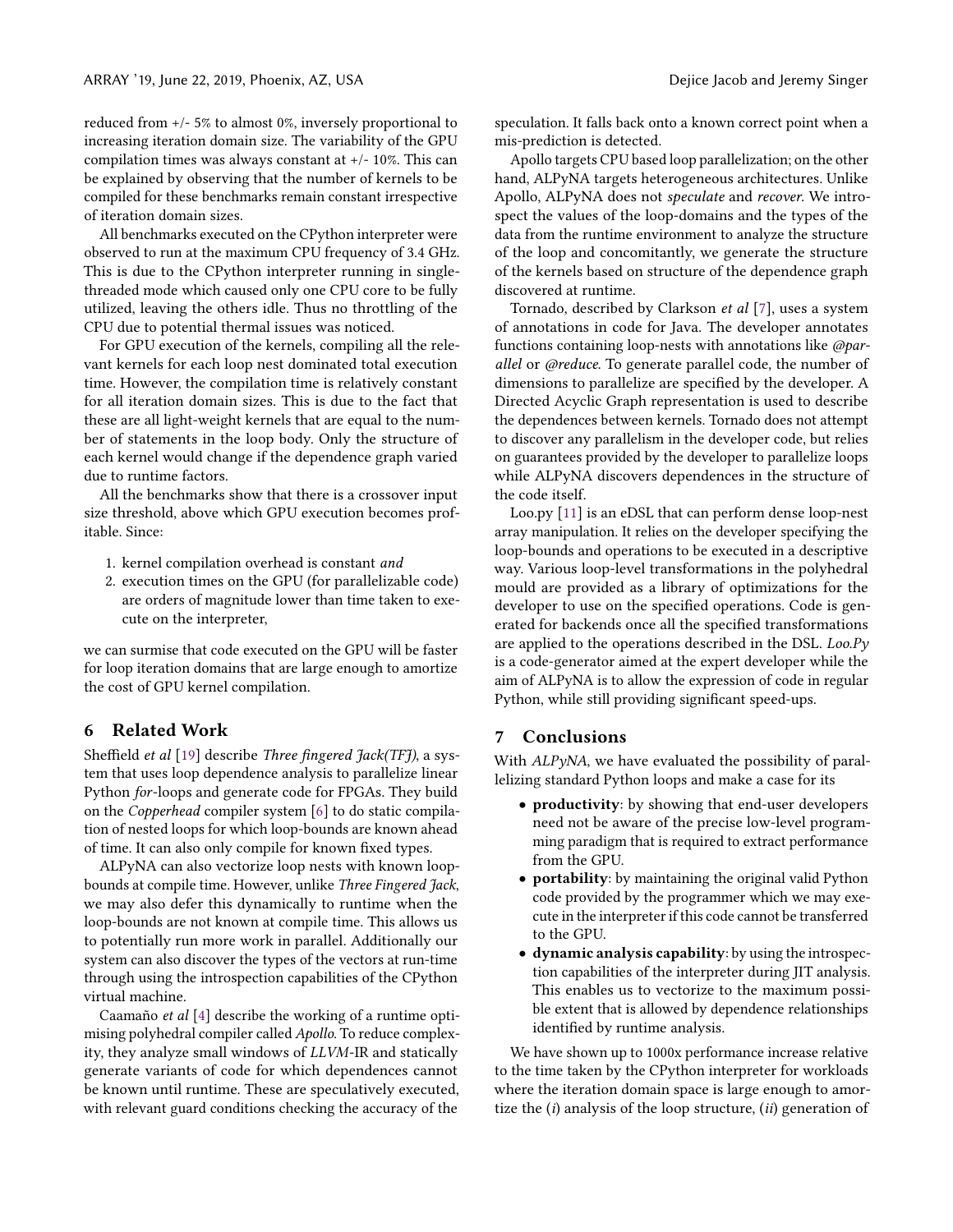reduced from +/- 5% to almost 0%, inversely proportional to increasing iteration domain size. The variability of the GPU compilation times was always constant at +/- 10%. This can be explained by observing that the number of kernels to be compiled for these benchmarks remain constant irrespective of iteration domain sizes.

All benchmarks executed on the CPython interpreter were observed to run at the maximum CPU frequency of 3.4 GHz. This is due to the CPython interpreter running in single-threaded mode which caused only one CPU core to be fully utilized, leaving the others idle. Thus no throttling of the CPU due to potential thermal issues was noticed.

For GPU execution of the kernels, compiling all the relevant kernels for each loop nest dominated total execution time. However, the compilation time is relatively constant for all iteration domain sizes. This is due to the fact that these are all light-weight kernels that are equal to the number of statements in the loop body. Only the structure of each kernel would change if the dependence graph varied due to runtime factors.

All the benchmarks show that there is a crossover input size threshold, above which GPU execution becomes profitable. Since:

1. kernel compilation overhead is constant *and*
2. execution times on the GPU (for parallelizable code) are orders of magnitude lower than time taken to execute on the interpreter,

we can surmise that code executed on the GPU will be faster for loop iteration domains that are large enough to amortize the cost of GPU kernel compilation.

## 6 Related Work

Sheffield *et al* [19] describe *Three fingered Jack(TFJ)*, a system that uses loop dependence analysis to parallelize linear Python *for*-loops and generate code for FPGAs. They build on the *Copperhead* compiler system [6] to do static compilation of nested loops for which loop-bounds are known ahead of time. It can also only compile for known fixed types.

ALPyNA can also vectorize loop nests with known loop-bounds at compile time. However, unlike *Three Fingered Jack*, we may also defer this dynamically to runtime when the loop-bounds are not known at compile time. This allows us to potentially run more work in parallel. Additionally our system can also discover the types of the vectors at run-time through using the introspection capabilities of the CPython virtual machine.

Caamaño *et al* [4] describe the working of a runtime optimising polyhedral compiler called *Apollo*. To reduce complexity, they analyze small windows of *LLVM*-IR and statically generate variants of code for which dependences cannot be known until runtime. These are speculatively executed, with relevant guard conditions checking the accuracy of the speculation. It falls back onto a known correct point when a mis-prediction is detected.

Apollo targets CPU based loop parallelization; on the other hand, ALPyNA targets heterogeneous architectures. Unlike Apollo, ALPyNA does not *speculate* and *recover*. We introspect the values of the loop-domains and the types of the data from the runtime environment to analyze the structure of the loop and concomitantly, we generate the structure of the kernels based on structure of the dependence graph discovered at runtime.

Tornado, described by Clarkson *et al* [7], uses a system of annotations in code for Java. The developer annotates functions containing loop-nests with annotations like *@parallel* or *@reduce*. To generate parallel code, the number of dimensions to parallelize are specified by the developer. A Directed Acyclic Graph representation is used to describe the dependences between kernels. Tornado does not attempt to discover any parallelism in the developer code, but relies on guarantees provided by the developer to parallelize loops while ALPyNA discovers dependences in the structure of the code itself.

Loo.py [11] is an eDSL that can perform dense loop-nest array manipulation. It relies on the developer specifying the loop-bounds and operations to be executed in a descriptive way. Various loop-level transformations in the polyhedral mould are provided as a library of optimizations for the developer to use on the specified operations. Code is generated for backends once all the specified transformations are applied to the operations described in the DSL. *Loo.Py* is a code-generator aimed at the expert developer while the aim of ALPyNA is to allow the expression of code in regular Python, while still providing significant speed-ups.

## 7 Conclusions

With *ALPyNA*, we have evaluated the possibility of parallelizing standard Python loops and make a case for its

- **productivity**: by showing that end-user developers need not be aware of the precise low-level programming paradigm that is required to extract performance from the GPU.
- **portability**: by maintaining the original valid Python code provided by the programmer which we may execute in the interpreter if this code cannot be transferred to the GPU.
- **dynamic analysis capability**: by using the introspection capabilities of the interpreter during JIT analysis. This enables us to vectorize to the maximum possible extent that is allowed by dependence relationships identified by runtime analysis.

We have shown up to 1000x performance increase relative to the time taken by the CPython interpreter for workloads where the iteration domain space is large enough to amortize the (*i*) analysis of the loop structure, (*ii*) generation of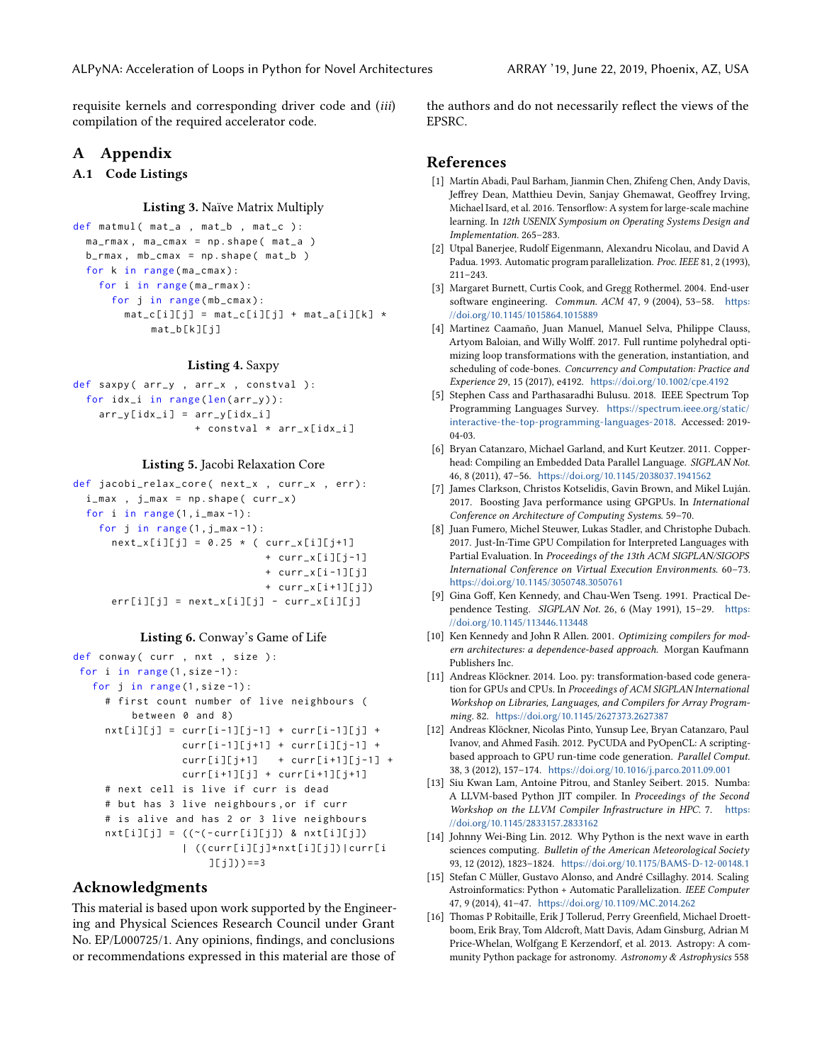requisite kernels and corresponding driver code and (*iii*) compilation of the required accelerator code.

# A Appendix

## A.1 Code Listings

**Listing 3.** Naïve Matrix Multiply

```
def matmul( mat_a , mat_b , mat_c ):
  ma_rmax, ma_cmax = np.shape( mat_a )
  b_rmax, mb_cmax = np.shape( mat_b )
  for k in range(ma_cmax):
    for i in range(ma_rmax):
      for j in range(mb_cmax):
        mat_c[i][j] = mat_c[i][j] + mat_a[i][k] *
             mat_b[k][j]
```

**Listing 4.** Saxpy

```
def saxpy( arr_y , arr_x , constval ):
  for idx_i in range(len(arr_y)):
    arr_y[idx_i] = arr_y[idx_i]
                 + constval * arr_x[idx_i]
```

**Listing 5.** Jacobi Relaxation Core

```
def jacobi_relax_core( next_x , curr_x , err):
  i_max , j_max = np.shape( curr_x)
  for i in range(1,i_max-1):
    for j in range(1,j_max-1):
      next_x[i][j] = 0.25 * ( curr_x[i][j+1]
                            + curr_x[i][j-1]
                            + curr_x[i-1][j]
                            + curr_x[i+1][j])
      err[i][j] = next_x[i][j] - curr_x[i][j]
```

**Listing 6.** Conway's Game of Life

```
def conway( curr , nxt , size ):
 for i in range(1,size-1):
   for j in range(1,size-1):
     # first count number of live neighbours (
         between 0 and 8)
     nxt[i][j] = curr[i-1][j-1] + curr[i-1][j] +
                 curr[i-1][j+1] + curr[i][j-1] +
                 curr[i][j+1]   + curr[i+1][j-1] +
                 curr[i+1][j] + curr[i+1][j+1]
     # next cell is live if curr is dead
     # but has 3 live neighbours,or if curr
     # is alive and has 2 or 3 live neighbours
     nxt[i][j] = ((~(-curr[i][j]) & nxt[i][j])
                 | ((curr[i][j]*nxt[i][j])|curr[i
                     ][j]))==3
```

# Acknowledgments

This material is based upon work supported by the Engineering and Physical Sciences Research Council under Grant No. EP/L000725/1. Any opinions, findings, and conclusions or recommendations expressed in this material are those of the authors and do not necessarily reflect the views of the EPSRC.

# References

[1] Martín Abadi, Paul Barham, Jianmin Chen, Zhifeng Chen, Andy Davis, Jeffrey Dean, Matthieu Devin, Sanjay Ghemawat, Geoffrey Irving, Michael Isard, et al. 2016. Tensorflow: A system for large-scale machine learning. In *12th USENIX Symposium on Operating Systems Design and Implementation*. 265–283.

[2] Utpal Banerjee, Rudolf Eigenmann, Alexandru Nicolau, and David A Padua. 1993. Automatic program parallelization. *Proc. IEEE* 81, 2 (1993), 211–243.

[3] Margaret Burnett, Curtis Cook, and Gregg Rothermel. 2004. End-user software engineering. *Commun. ACM* 47, 9 (2004), 53–58. https://doi.org/10.1145/1015864.1015889

[4] Martinez Caamaño, Juan Manuel, Manuel Selva, Philippe Clauss, Artyom Baloian, and Willy Wolff. 2017. Full runtime polyhedral optimizing loop transformations with the generation, instantiation, and scheduling of code-bones. *Concurrency and Computation: Practice and Experience* 29, 15 (2017), e4192. https://doi.org/10.1002/cpe.4192

[5] Stephen Cass and Parthasaradhi Bulusu. 2018. IEEE Spectrum Top Programming Languages Survey. https://spectrum.ieee.org/static/interactive-the-top-programming-languages-2018. Accessed: 2019-04-03.

[6] Bryan Catanzaro, Michael Garland, and Kurt Keutzer. 2011. Copperhead: Compiling an Embedded Data Parallel Language. *SIGPLAN Not.* 46, 8 (2011), 47–56. https://doi.org/10.1145/2038037.1941562

[7] James Clarkson, Christos Kotselidis, Gavin Brown, and Mikel Luján. 2017. Boosting Java performance using GPGPUs. In *International Conference on Architecture of Computing Systems*. 59–70.

[8] Juan Fumero, Michel Steuwer, Lukas Stadler, and Christophe Dubach. 2017. Just-In-Time GPU Compilation for Interpreted Languages with Partial Evaluation. In *Proceedings of the 13th ACM SIGPLAN/SIGOPS International Conference on Virtual Execution Environments*. 60–73. https://doi.org/10.1145/3050748.3050761

[9] Gina Goff, Ken Kennedy, and Chau-Wen Tseng. 1991. Practical Dependence Testing. *SIGPLAN Not.* 26, 6 (May 1991), 15–29. https://doi.org/10.1145/113446.113448

[10] Ken Kennedy and John R Allen. 2001. *Optimizing compilers for modern architectures: a dependence-based approach*. Morgan Kaufmann Publishers Inc.

[11] Andreas Klöckner. 2014. Loo. py: transformation-based code generation for GPUs and CPUs. In *Proceedings of ACM SIGPLAN International Workshop on Libraries, Languages, and Compilers for Array Programming*. 82. https://doi.org/10.1145/2627373.2627387

[12] Andreas Klöckner, Nicolas Pinto, Yunsup Lee, Bryan Catanzaro, Paul Ivanov, and Ahmed Fasih. 2012. PyCUDA and PyOpenCL: A scripting-based approach to GPU run-time code generation. *Parallel Comput.* 38, 3 (2012), 157–174. https://doi.org/10.1016/j.parco.2011.09.001

[13] Siu Kwan Lam, Antoine Pitrou, and Stanley Seibert. 2015. Numba: A LLVM-based Python JIT compiler. In *Proceedings of the Second Workshop on the LLVM Compiler Infrastructure in HPC*. 7. https://doi.org/10.1145/2833157.2833162

[14] Johnny Wei-Bing Lin. 2012. Why Python is the next wave in earth sciences computing. *Bulletin of the American Meteorological Society* 93, 12 (2012), 1823–1824. https://doi.org/10.1175/BAMS-D-12-00148.1

[15] Stefan C Müller, Gustavo Alonso, and André Csillaghy. 2014. Scaling Astroinformatics: Python + Automatic Parallelization. *IEEE Computer* 47, 9 (2014), 41–47. https://doi.org/10.1109/MC.2014.262

[16] Thomas P Robitaille, Erik J Tollerud, Perry Greenfield, Michael Droettboom, Erik Bray, Tom Aldcroft, Matt Davis, Adam Ginsburg, Adrian M Price-Whelan, Wolfgang E Kerzendorf, et al. 2013. Astropy: A community Python package for astronomy. *Astronomy & Astrophysics* 558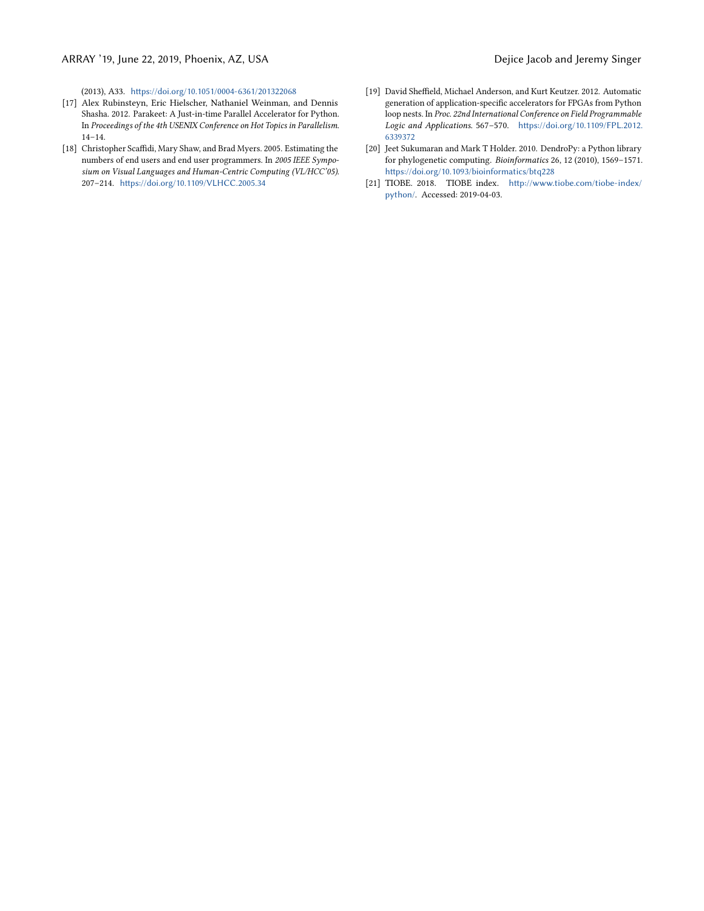(2013), A33. https://doi.org/10.1051/0004-6361/201322068

[17] Alex Rubinsteyn, Eric Hielscher, Nathaniel Weinman, and Dennis Shasha. 2012. Parakeet: A Just-in-time Parallel Accelerator for Python. In *Proceedings of the 4th USENIX Conference on Hot Topics in Parallelism*. 14–14.

[18] Christopher Scaffidi, Mary Shaw, and Brad Myers. 2005. Estimating the numbers of end users and end user programmers. In *2005 IEEE Symposium on Visual Languages and Human-Centric Computing (VL/HCC'05)*. 207–214. https://doi.org/10.1109/VLHCC.2005.34

[19] David Sheffield, Michael Anderson, and Kurt Keutzer. 2012. Automatic generation of application-specific accelerators for FPGAs from Python loop nests. In *Proc. 22nd International Conference on Field Programmable Logic and Applications*. 567–570. https://doi.org/10.1109/FPL.2012.6339372

[20] Jeet Sukumaran and Mark T Holder. 2010. DendroPy: a Python library for phylogenetic computing. *Bioinformatics* 26, 12 (2010), 1569–1571. https://doi.org/10.1093/bioinformatics/btq228

[21] TIOBE. 2018. TIOBE index. http://www.tiobe.com/tiobe-index/python/. Accessed: 2019-04-03.